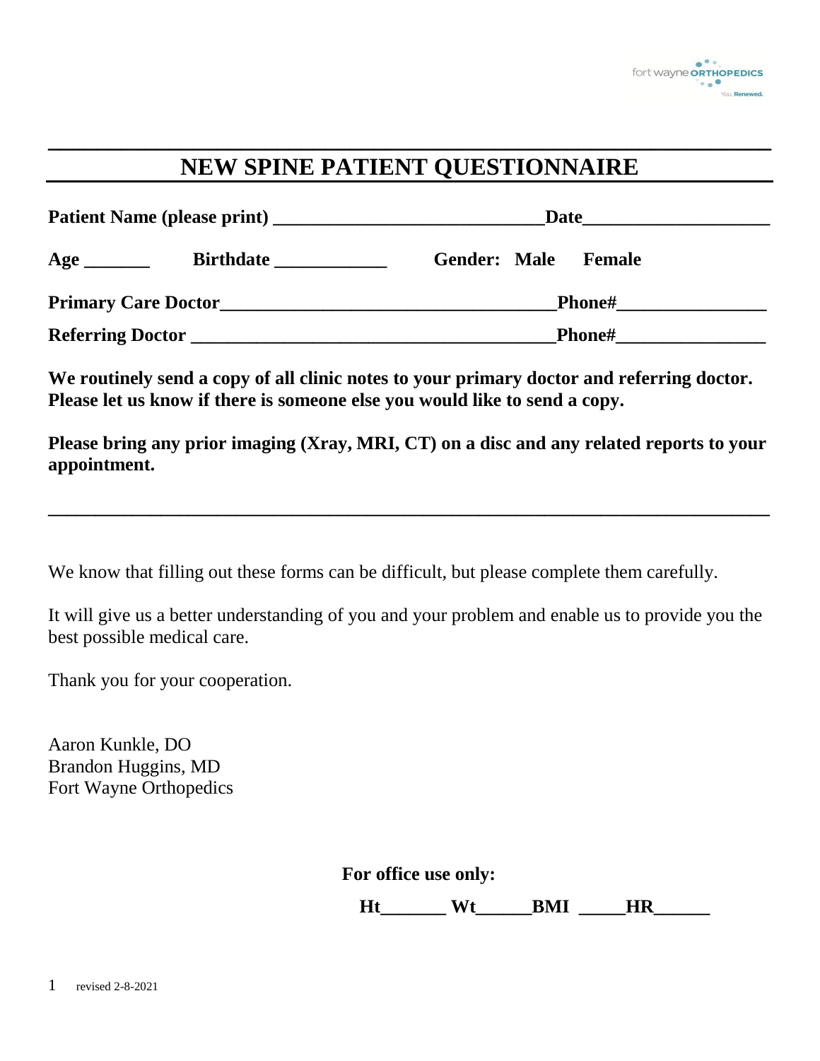# NEW SPINE PATIENT QUESTIONNAIRE

**Patient Name (please print) ______________________________ Date____________________**

**Age _______ Birthdate ____________ Gender: Male Female**

**Primary Care Doctor_____________________________________ Phone#________________**

**Referring Doctor ________________________________________ Phone#________________**

**We routinely send a copy of all clinic notes to your primary doctor and referring doctor. Please let us know if there is someone else you would like to send a copy.**

**Please bring any prior imaging (Xray, MRI, CT) on a disc and any related reports to your appointment.**

---

We know that filling out these forms can be difficult, but please complete them carefully.

It will give us a better understanding of you and your problem and enable us to provide you the best possible medical care.

Thank you for your cooperation.

Aaron Kunkle, DO
Brandon Huggins, MD
Fort Wayne Orthopedics

**For office use only:**

**Ht_______ Wt______BMI _____HR______**

revised 2-8-2021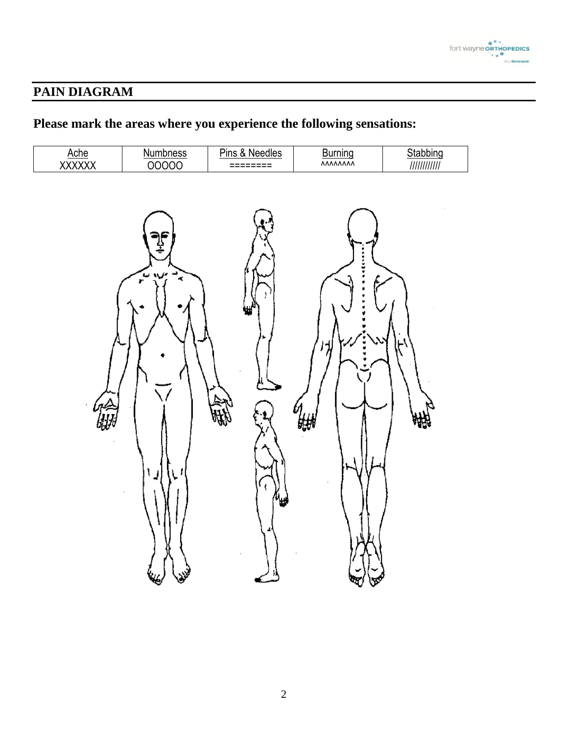# PAIN DIAGRAM

**Please mark the areas where you experience the following sensations:**

| Ache | Numbness | Pins & Needles | Burning | Stabbing |
|---|---|---|---|---|
| XXXXXX | OOOOO | ======== | ^^^^^^^^ | //////////// |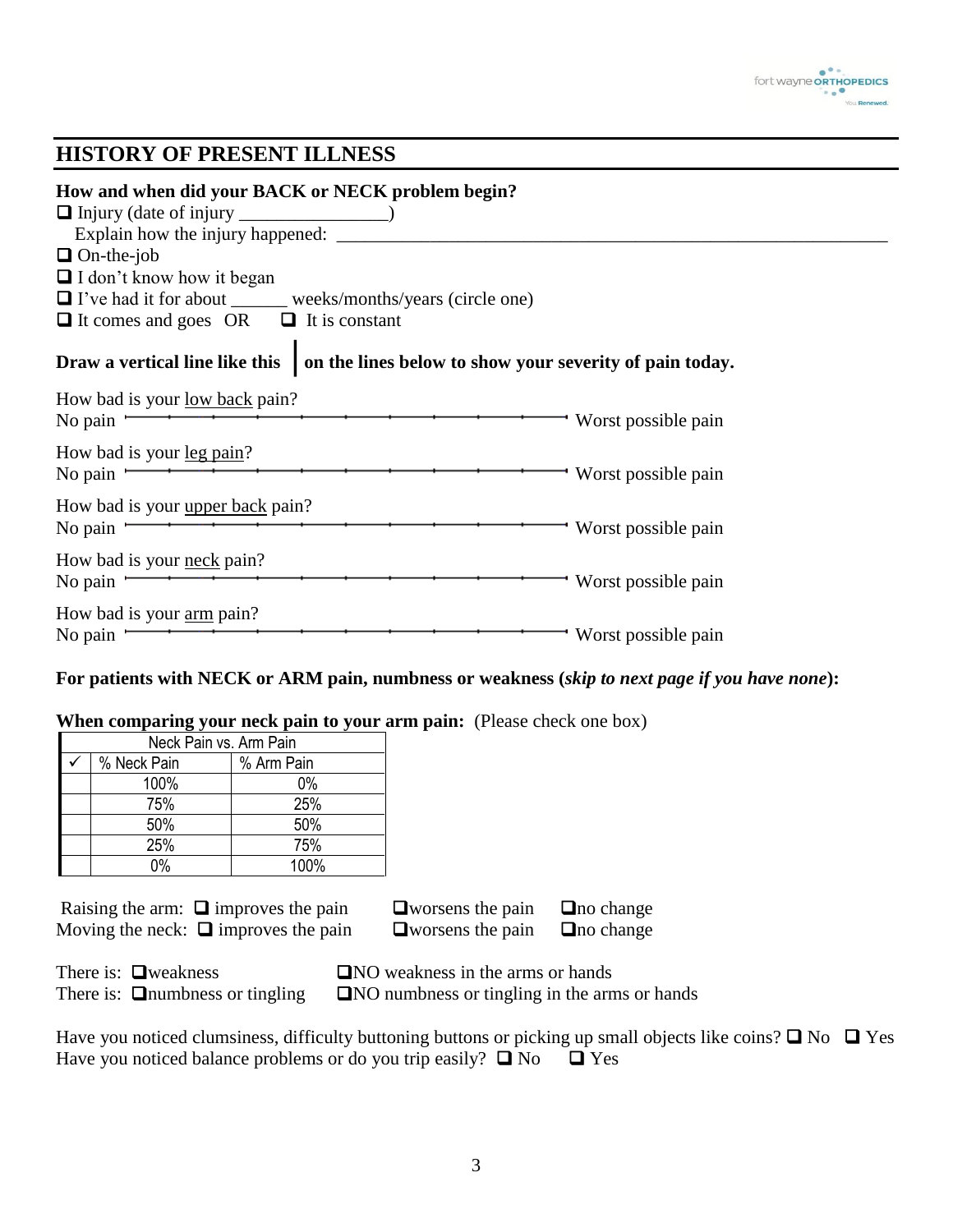## HISTORY OF PRESENT ILLNESS

**How and when did your BACK or NECK problem begin?**

- ❑ Injury (date of injury ________________)
  Explain how the injury happened: ____________________________________________________________
- ❑ On-the-job
- ❑ I don't know how it began
- ❑ I've had it for about ______ weeks/months/years (circle one)
- ❑ It comes and goes OR ❑ It is constant

**Draw a vertical line like this | on the lines below to show your severity of pain today.**

How bad is your <u>low back</u> pain?
No pain |———————————————————————| Worst possible pain

How bad is your <u>leg pain</u>?
No pain |———————————————————————| Worst possible pain

How bad is your <u>upper back</u> pain?
No pain |———————————————————————| Worst possible pain

How bad is your <u>neck</u> pain?
No pain |———————————————————————| Worst possible pain

How bad is your <u>arm</u> pain?
No pain |———————————————————————| Worst possible pain

**For patients with NECK or ARM pain, numbness or weakness (*skip to next page if you have none*):**

**When comparing your neck pain to your arm pain:** (Please check one box)

| Neck Pain vs. Arm Pain | | |
|---|---|---|
| ✓ | % Neck Pain | % Arm Pain |
| | 100% | 0% |
| | 75% | 25% |
| | 50% | 50% |
| | 25% | 75% |
| | 0% | 100% |

Raising the arm: ❑ improves the pain ❑ worsens the pain ❑ no change
Moving the neck: ❑ improves the pain ❑ worsens the pain ❑ no change

There is: ❑ weakness ❑ NO weakness in the arms or hands
There is: ❑ numbness or tingling ❑ NO numbness or tingling in the arms or hands

Have you noticed clumsiness, difficulty buttoning buttons or picking up small objects like coins? ❑ No ❑ Yes
Have you noticed balance problems or do you trip easily? ❑ No ❑ Yes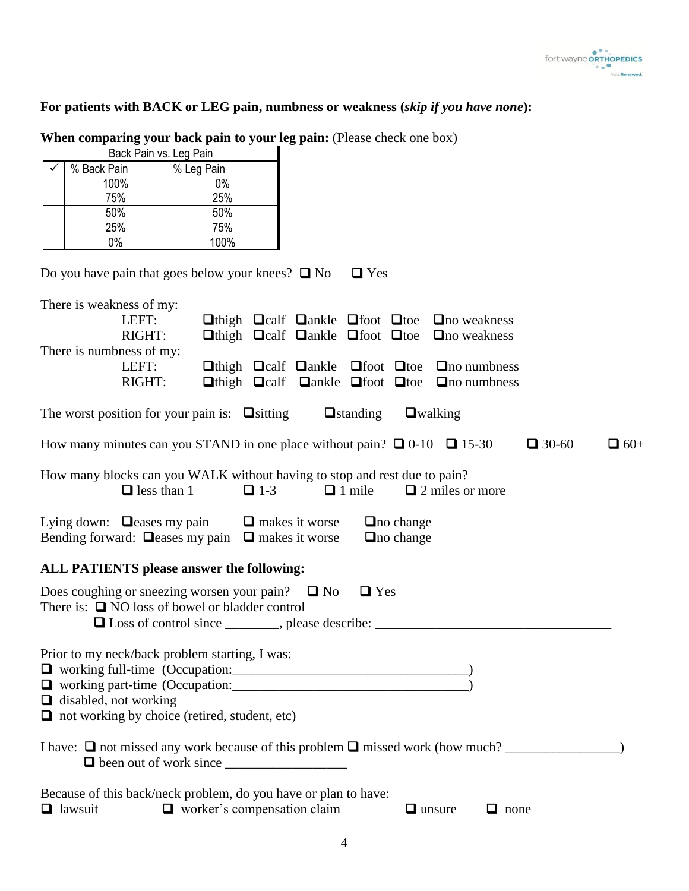**For patients with BACK or LEG pain, numbness or weakness (*skip if you have none*):**

**When comparing your back pain to your leg pain:** (Please check one box)

| Back Pain vs. Leg Pain | | |
|---|---|---|
| ✓ | % Back Pain | % Leg Pain |
| | 100% | 0% |
| | 75% | 25% |
| | 50% | 50% |
| | 25% | 75% |
| | 0% | 100% |

Do you have pain that goes below your knees? ❑ No ❑ Yes

There is weakness of my:

- LEFT: ❑thigh ❑calf ❑ankle ❑foot ❑toe ❑no weakness
- RIGHT: ❑thigh ❑calf ❑ankle ❑foot ❑toe ❑no weakness

There is numbness of my:

- LEFT: ❑thigh ❑calf ❑ankle ❑foot ❑toe ❑no numbness
- RIGHT: ❑thigh ❑calf ❑ankle ❑foot ❑toe ❑no numbness

The worst position for your pain is: ❑sitting ❑standing ❑walking

How many minutes can you STAND in one place without pain? ❑ 0-10 ❑ 15-30 ❑ 30-60 ❑ 60+

How many blocks can you WALK without having to stop and rest due to pain?
❑ less than 1 ❑ 1-3 ❑ 1 mile ❑ 2 miles or more

Lying down: ❑eases my pain ❑ makes it worse ❑no change
Bending forward: ❑eases my pain ❑ makes it worse ❑no change

**ALL PATIENTS please answer the following:**

Does coughing or sneezing worsen your pain? ❑ No ❑ Yes

There is: ❑ NO loss of bowel or bladder control
❑ Loss of control since ________, please describe: ___________________________________

Prior to my neck/back problem starting, I was:

❑ working full-time (Occupation:___________________________________)
❑ working part-time (Occupation:___________________________________)
❑ disabled, not working
❑ not working by choice (retired, student, etc)

I have: ❑ not missed any work because of this problem ❑ missed work (how much? ________________)
❑ been out of work since __________________

Because of this back/neck problem, do you have or plan to have:
❑ lawsuit ❑ worker's compensation claim ❑ unsure ❑ none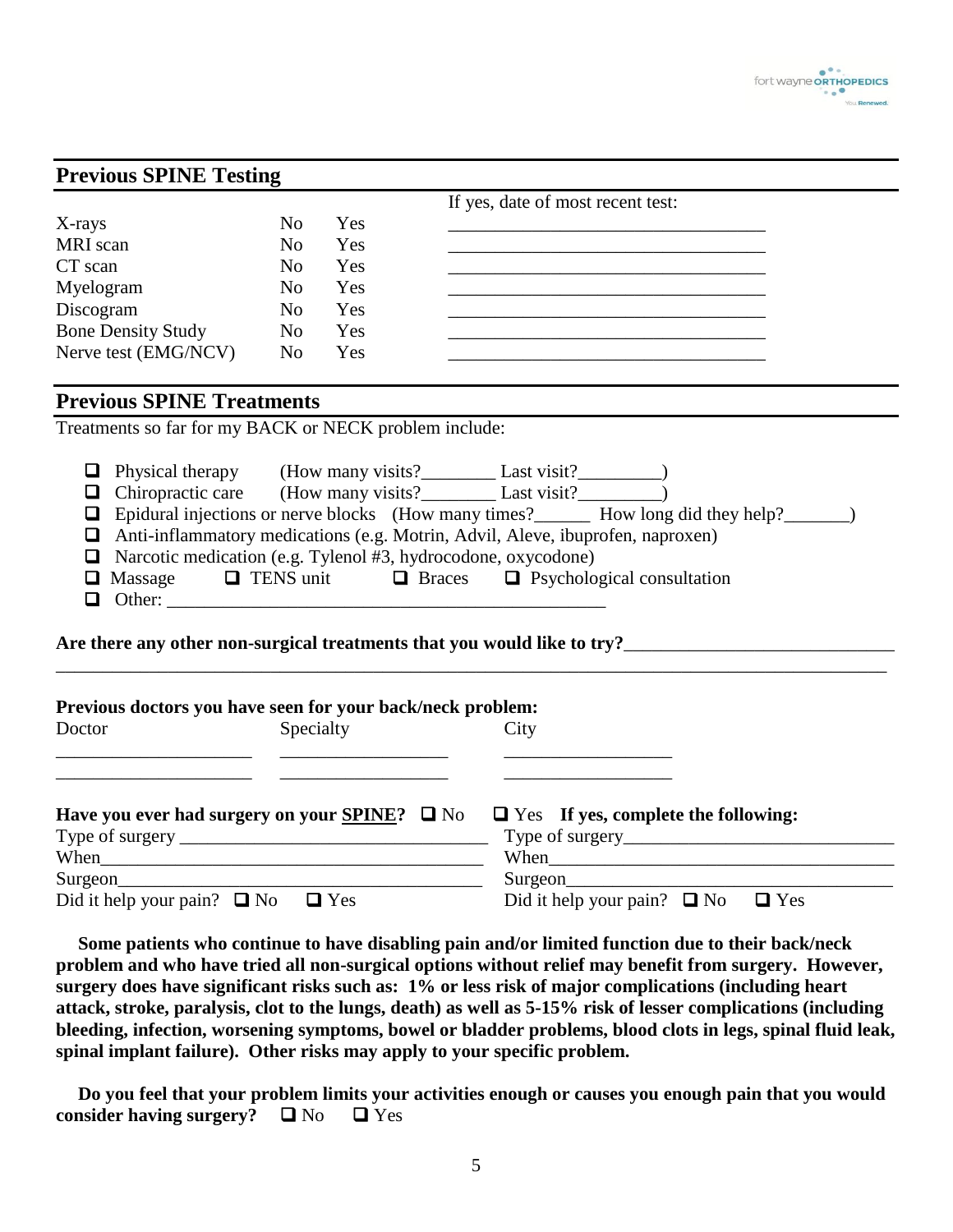## Previous SPINE Testing

| | | | If yes, date of most recent test: |
|---|---|---|---|
| X-rays | No | Yes | ___________________________________ |
| MRI scan | No | Yes | ___________________________________ |
| CT scan | No | Yes | ___________________________________ |
| Myelogram | No | Yes | ___________________________________ |
| Discogram | No | Yes | ___________________________________ |
| Bone Density Study | No | Yes | ___________________________________ |
| Nerve test (EMG/NCV) | No | Yes | ___________________________________ |

## Previous SPINE Treatments

Treatments so far for my BACK or NECK problem include:

- ☐ Physical therapy (How many visits?________ Last visit?_________)
- ☐ Chiropractic care (How many visits?________ Last visit?_________)
- ☐ Epidural injections or nerve blocks (How many times?______ How long did they help?_______)
- ☐ Anti-inflammatory medications (e.g. Motrin, Advil, Aleve, ibuprofen, naproxen)
- ☐ Narcotic medication (e.g. Tylenol #3, hydrocodone, oxycodone)
- ☐ Massage ☐ TENS unit ☐ Braces ☐ Psychological consultation
- ☐ Other: _______________________________________________

**Are there any other non-surgical treatments that you would like to try?**_____________________________
___________________________________________________________________________________________

**Previous doctors you have seen for your back/neck problem:**

| Doctor | Specialty | City |
|---|---|---|
| _____________________ | __________________ | __________________ |
| _____________________ | __________________ | __________________ |

**Have you ever had surgery on your <u>SPINE</u>?** ☐ No ☐ Yes **If yes, complete the following:**

| | |
|---|---|
| Type of surgery _______________________________ | Type of surgery_____________________________ |
| When_______________________________________ | When______________________________________ |
| Surgeon_____________________________________ | Surgeon____________________________________ |
| Did it help your pain? ☐ No ☐ Yes | Did it help your pain? ☐ No ☐ Yes |

**Some patients who continue to have disabling pain and/or limited function due to their back/neck problem and who have tried all non-surgical options without relief may benefit from surgery. However, surgery does have significant risks such as: 1% or less risk of major complications (including heart attack, stroke, paralysis, clot to the lungs, death) as well as 5-15% risk of lesser complications (including bleeding, infection, worsening symptoms, bowel or bladder problems, blood clots in legs, spinal fluid leak, spinal implant failure). Other risks may apply to your specific problem.**

**Do you feel that your problem limits your activities enough or causes you enough pain that you would consider having surgery?** ☐ No ☐ Yes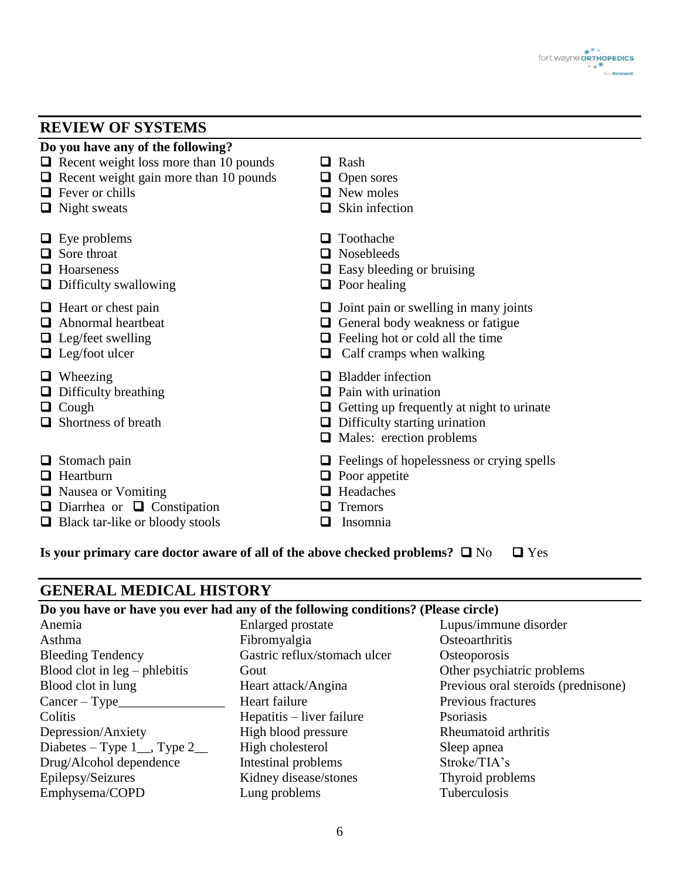## REVIEW OF SYSTEMS

**Do you have any of the following?**

- ❑ Recent weight loss more than 10 pounds
- ❑ Recent weight gain more than 10 pounds
- ❑ Fever or chills
- ❑ Night sweats

- ❑ Eye problems
- ❑ Sore throat
- ❑ Hoarseness
- ❑ Difficulty swallowing

- ❑ Heart or chest pain
- ❑ Abnormal heartbeat
- ❑ Leg/feet swelling
- ❑ Leg/foot ulcer

- ❑ Wheezing
- ❑ Difficulty breathing
- ❑ Cough
- ❑ Shortness of breath

- ❑ Stomach pain
- ❑ Heartburn
- ❑ Nausea or Vomiting
- ❑ Diarrhea or ❑ Constipation
- ❑ Black tar-like or bloody stools

- ❑ Rash
- ❑ Open sores
- ❑ New moles
- ❑ Skin infection

- ❑ Toothache
- ❑ Nosebleeds
- ❑ Easy bleeding or bruising
- ❑ Poor healing

- ❑ Joint pain or swelling in many joints
- ❑ General body weakness or fatigue
- ❑ Feeling hot or cold all the time
- ❑ Calf cramps when walking

- ❑ Bladder infection
- ❑ Pain with urination
- ❑ Getting up frequently at night to urinate
- ❑ Difficulty starting urination
- ❑ Males: erection problems

- ❑ Feelings of hopelessness or crying spells
- ❑ Poor appetite
- ❑ Headaches
- ❑ Tremors
- ❑ Insomnia

**Is your primary care doctor aware of all of the above checked problems?** ❑ No ❑ Yes

## GENERAL MEDICAL HISTORY

**Do you have or have you ever had any of the following conditions? (Please circle)**

| | | |
|---|---|---|
| Anemia | Enlarged prostate | Lupus/immune disorder |
| Asthma | Fibromyalgia | Osteoarthritis |
| Bleeding Tendency | Gastric reflux/stomach ulcer | Osteoporosis |
| Blood clot in leg – phlebitis | Gout | Other psychiatric problems |
| Blood clot in lung | Heart attack/Angina | Previous oral steroids (prednisone) |
| Cancer – Type_______________ | Heart failure | Previous fractures |
| Colitis | Hepatitis – liver failure | Psoriasis |
| Depression/Anxiety | High blood pressure | Rheumatoid arthritis |
| Diabetes – Type 1__, Type 2__ | High cholesterol | Sleep apnea |
| Drug/Alcohol dependence | Intestinal problems | Stroke/TIA's |
| Epilepsy/Seizures | Kidney disease/stones | Thyroid problems |
| Emphysema/COPD | Lung problems | Tuberculosis |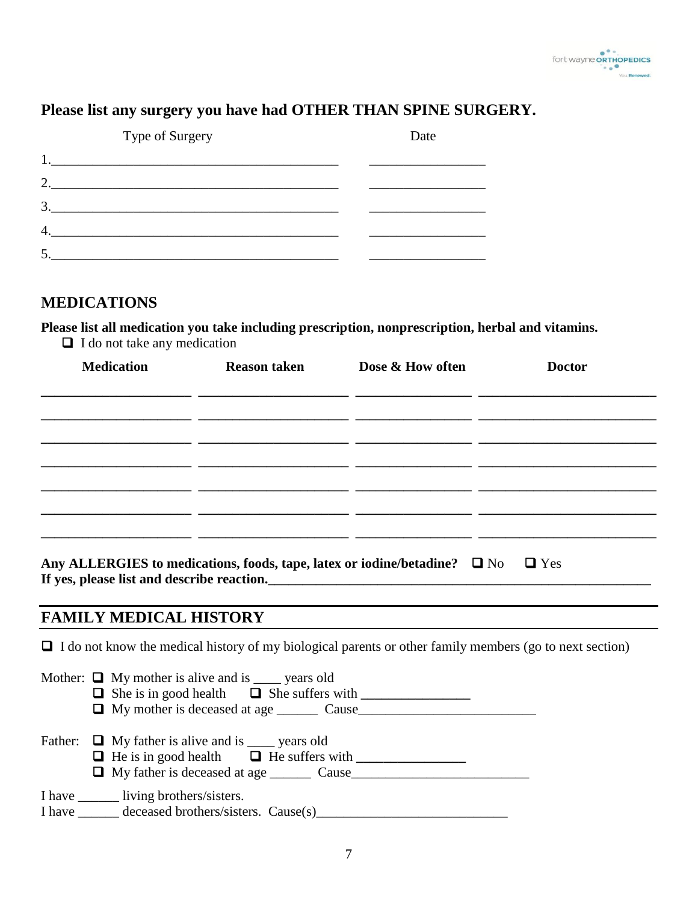## Please list any surgery you have had OTHER THAN SPINE SURGERY.

| | Type of Surgery | Date |
|---|---|---|
| 1. | ____________________ | ____________ |
| 2. | ____________________ | ____________ |
| 3. | ____________________ | ____________ |
| 4. | ____________________ | ____________ |
| 5. | ____________________ | ____________ |

## MEDICATIONS

**Please list all medication you take including prescription, nonprescription, herbal and vitamins.**

☐ I do not take any medication

| Medication | Reason taken | Dose & How often | Doctor |
|---|---|---|---|
| | | | |
| | | | |
| | | | |
| | | | |
| | | | |
| | | | |
| | | | |

**Any ALLERGIES to medications, foods, tape, latex or iodine/betadine?** ☐ No ☐ Yes
**If yes, please list and describe reaction.**______________________________________________

## FAMILY MEDICAL HISTORY

☐ I do not know the medical history of my biological parents or other family members (go to next section)

Mother: ☐ My mother is alive and is ____ years old
☐ She is in good health ☐ She suffers with ________________
☐ My mother is deceased at age ______ Cause__________________________

Father: ☐ My father is alive and is ____ years old
☐ He is in good health ☐ He suffers with ________________
☐ My father is deceased at age ______ Cause__________________________

I have ______ living brothers/sisters.
I have ______ deceased brothers/sisters. Cause(s)____________________________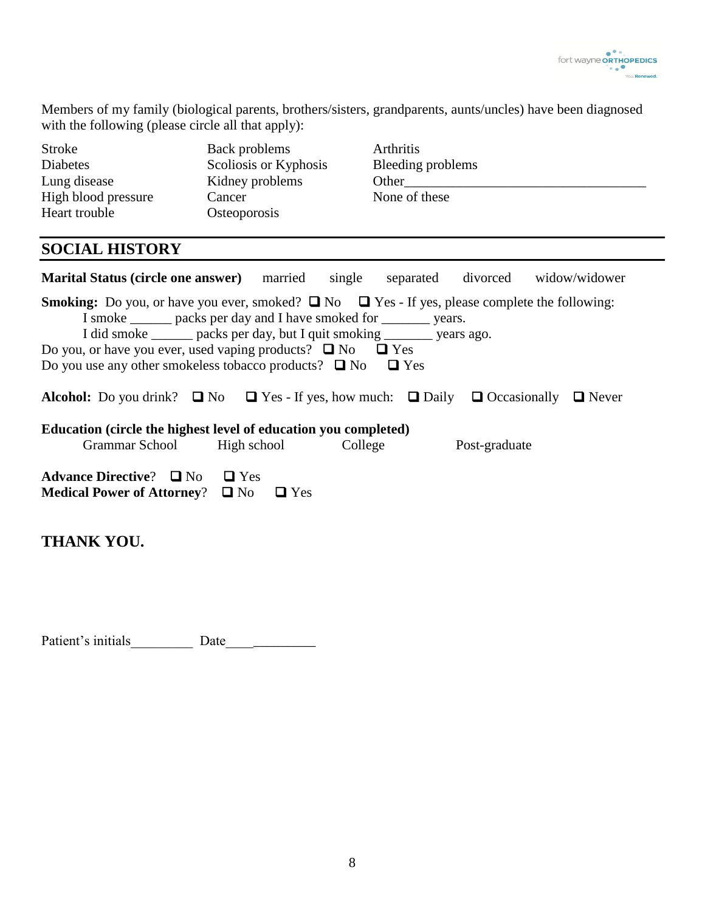Members of my family (biological parents, brothers/sisters, grandparents, aunts/uncles) have been diagnosed with the following (please circle all that apply):

| | | |
|---|---|---|
| Stroke | Back problems | Arthritis |
| Diabetes | Scoliosis or Kyphosis | Bleeding problems |
| Lung disease | Kidney problems | Other___________________________________ |
| High blood pressure | Cancer | None of these |
| Heart trouble | Osteoporosis | |

## SOCIAL HISTORY

**Marital Status (circle one answer)** married single separated divorced widow/widower

**Smoking:** Do you, or have you ever, smoked? ❑ No ❑ Yes - If yes, please complete the following:
I smoke ______ packs per day and I have smoked for _______ years.
I did smoke ______ packs per day, but I quit smoking _______ years ago.
Do you, or have you ever, used vaping products? ❑ No ❑ Yes
Do you use any other smokeless tobacco products? ❑ No ❑ Yes

**Alcohol:** Do you drink? ❑ No ❑ Yes - If yes, how much: ❑ Daily ❑ Occasionally ❑ Never

**Education (circle the highest level of education you completed)**
Grammar School High school College Post-graduate

**Advance Directive**? ❑ No ❑ Yes
**Medical Power of Attorney**? ❑ No ❑ Yes

## THANK YOU.

Patient's initials_________ Date_____________